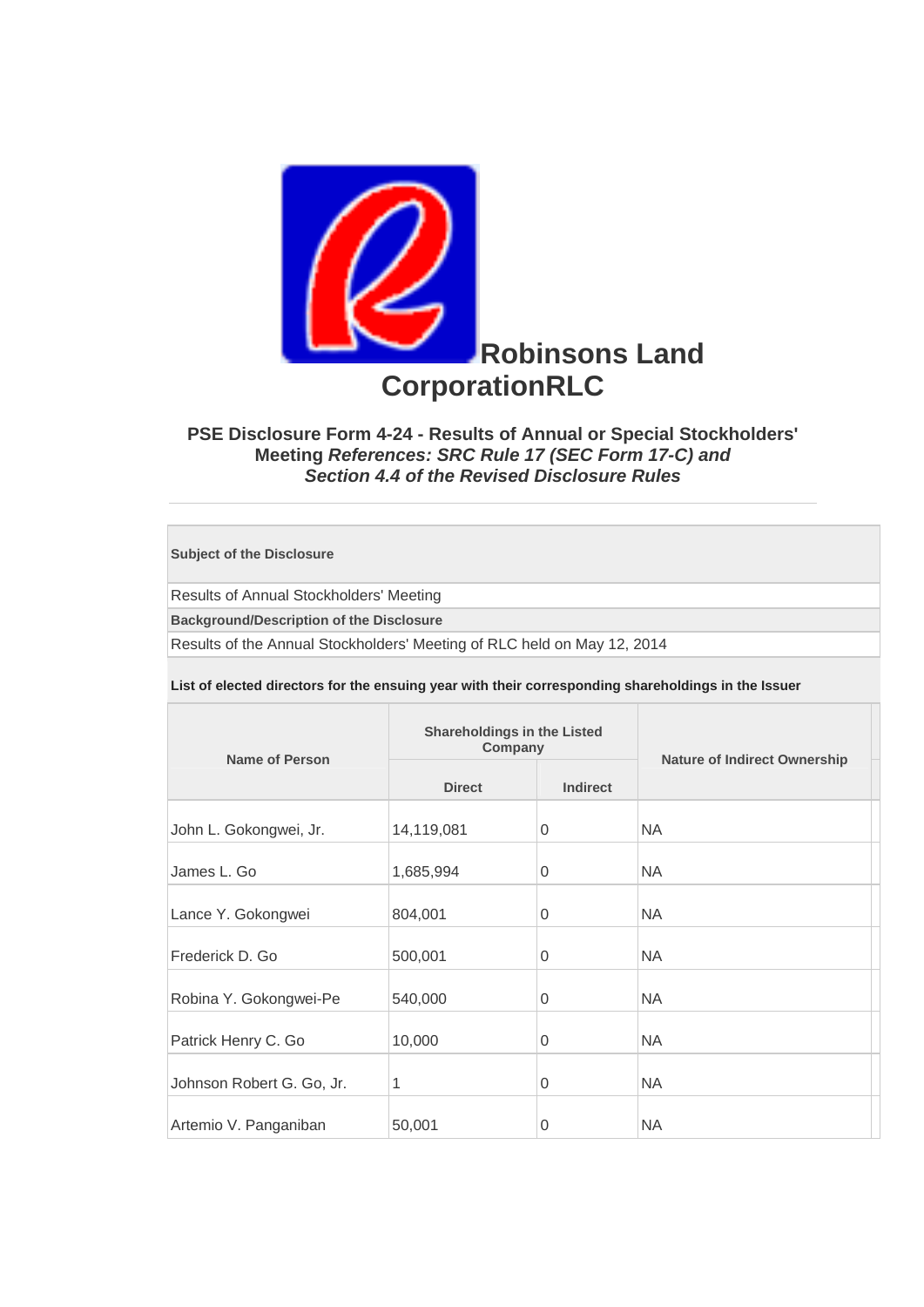# Robinsons Land CorporationRLC

### PSE Disclosure Form 4-24 - Results of Annual or Special Stockholders' Meeting *References: SRC Rule 17 (SEC Form 17-C) and Section 4.4 of the Revised Disclosure Rules*

---

| **Subject of the Disclosure** |
|---|
| Results of Annual Stockholders' Meeting |
| **Background/Description of the Disclosure** |
| Results of the Annual Stockholders' Meeting of RLC held on May 12, 2014 |

**List of elected directors for the ensuing year with their corresponding shareholdings in the Issuer**

| Name of Person | Shareholdings in the Listed Company | | Nature of Indirect Ownership |
|---|---|---|---|
| | Direct | Indirect | |
| John L. Gokongwei, Jr. | 14,119,081 | 0 | NA |
| James L. Go | 1,685,994 | 0 | NA |
| Lance Y. Gokongwei | 804,001 | 0 | NA |
| Frederick D. Go | 500,001 | 0 | NA |
| Robina Y. Gokongwei-Pe | 540,000 | 0 | NA |
| Patrick Henry C. Go | 10,000 | 0 | NA |
| Johnson Robert G. Go, Jr. | 1 | 0 | NA |
| Artemio V. Panganiban | 50,001 | 0 | NA |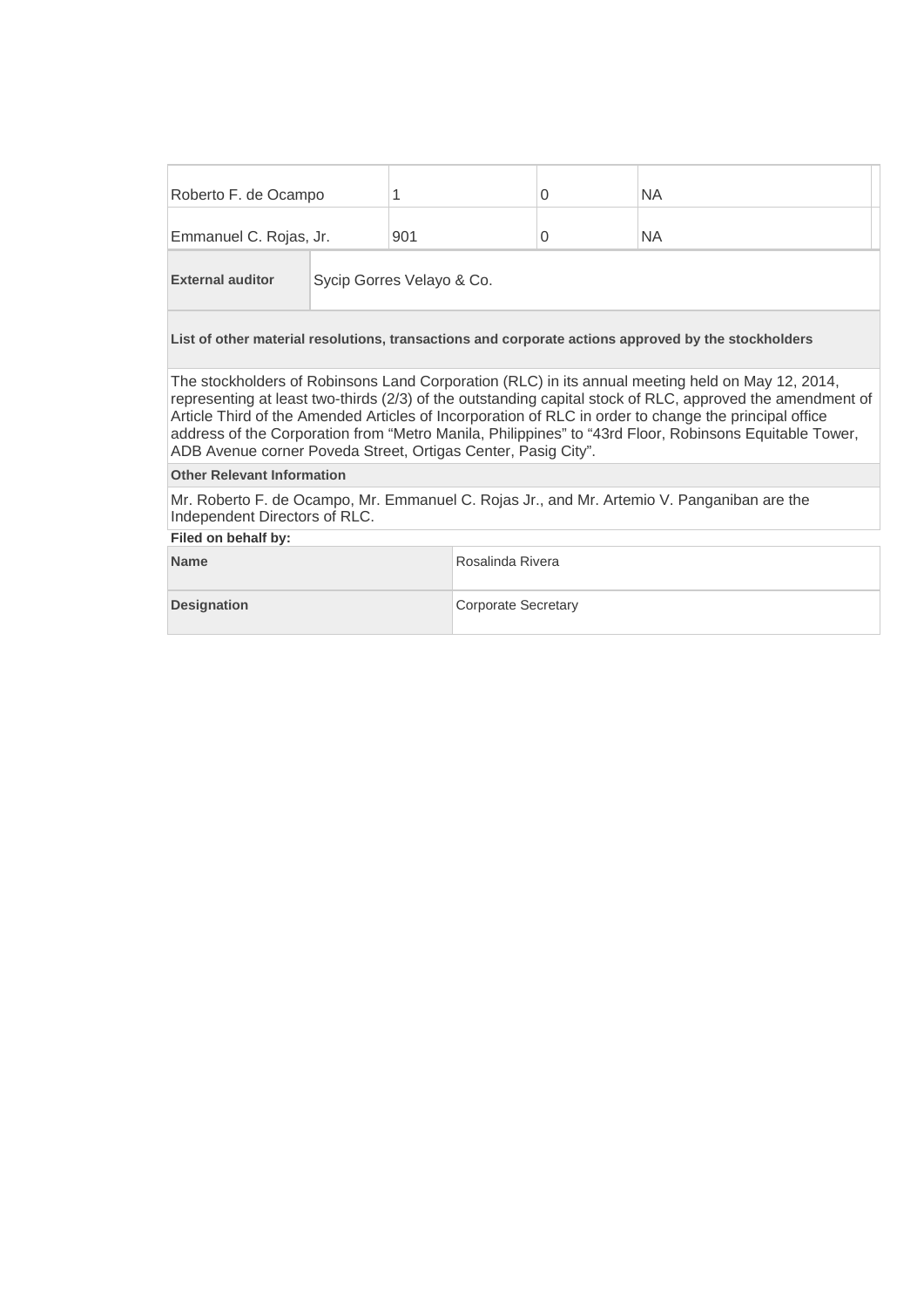| | | | |
|---|---|---|---|
| Roberto F. de Ocampo | 1 | 0 | NA |
| Emmanuel C. Rojas, Jr. | 901 | 0 | NA |

| | |
|---|---|
| **External auditor** | Sycip Gorres Velayo & Co. |

**List of other material resolutions, transactions and corporate actions approved by the stockholders**

The stockholders of Robinsons Land Corporation (RLC) in its annual meeting held on May 12, 2014, representing at least two-thirds (2/3) of the outstanding capital stock of RLC, approved the amendment of Article Third of the Amended Articles of Incorporation of RLC in order to change the principal office address of the Corporation from "Metro Manila, Philippines" to "43rd Floor, Robinsons Equitable Tower, ADB Avenue corner Poveda Street, Ortigas Center, Pasig City".

**Other Relevant Information**

Mr. Roberto F. de Ocampo, Mr. Emmanuel C. Rojas Jr., and Mr. Artemio V. Panganiban are the Independent Directors of RLC.

**Filed on behalf by:**

| | |
|---|---|
| **Name** | Rosalinda Rivera |
| **Designation** | Corporate Secretary |